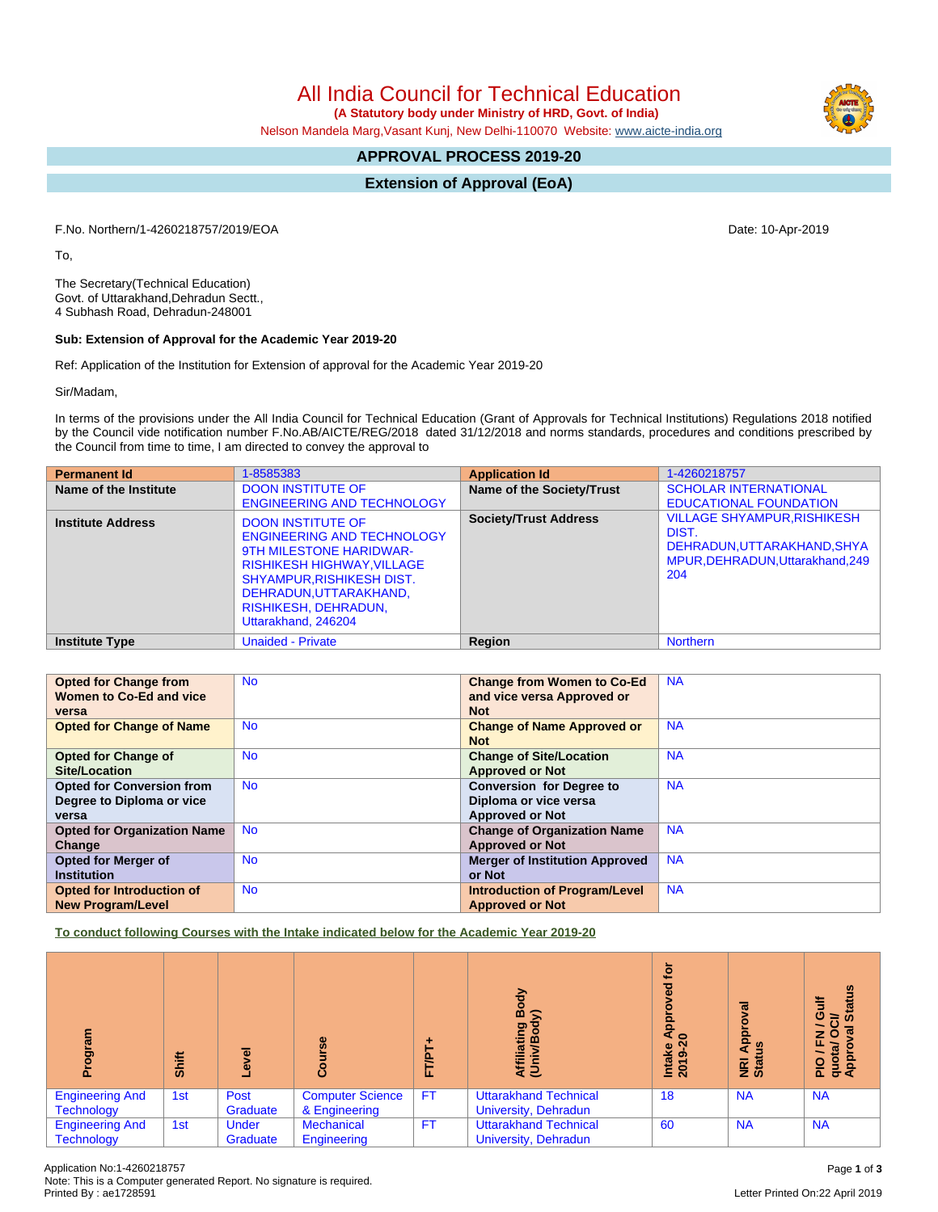# All India Council for Technical Education

**(A Statutory body under Ministry of HRD, Govt. of India)**

Nelson Mandela Marg,Vasant Kunj, New Delhi-110070 Website: www.aicte-india.org

## APPROVAL PROCESS 2019-20

## Extension of Approval (EoA)

F.No. Northern/1-4260218757/2019/EOA

Date: 10-Apr-2019

To,

The Secretary(Technical Education)
Govt. of Uttarakhand,Dehradun Sectt.,
4 Subhash Road, Dehradun-248001

**Sub: Extension of Approval for the Academic Year 2019-20**

Ref: Application of the Institution for Extension of approval for the Academic Year 2019-20

Sir/Madam,

In terms of the provisions under the All India Council for Technical Education (Grant of Approvals for Technical Institutions) Regulations 2018 notified by the Council vide notification number F.No.AB/AICTE/REG/2018 dated 31/12/2018 and norms standards, procedures and conditions prescribed by the Council from time to time, I am directed to convey the approval to

| **Permanent Id** | 1-8585383 | **Application Id** | 1-4260218757 |
|---|---|---|---|
| **Name of the Institute** | DOON INSTITUTE OF ENGINEERING AND TECHNOLOGY | **Name of the Society/Trust** | SCHOLAR INTERNATIONAL EDUCATIONAL FOUNDATION |
| **Institute Address** | DOON INSTITUTE OF ENGINEERING AND TECHNOLOGY 9TH MILESTONE HARIDWAR-RISHIKESH HIGHWAY,VILLAGE SHYAMPUR,RISHIKESH DIST. DEHRADUN,UTTARAKHAND, RISHIKESH, DEHRADUN, Uttarakhand, 246204 | **Society/Trust Address** | VILLAGE SHYAMPUR,RISHIKESH DIST. DEHRADUN,UTTARAKHAND,SHYAMPUR,DEHRADUN,Uttarakhand,249204 |
| **Institute Type** | Unaided - Private | **Region** | Northern |

| **Opted for Change from Women to Co-Ed and vice versa** | No | **Change from Women to Co-Ed and vice versa Approved or Not** | NA |
|---|---|---|---|
| **Opted for Change of Name** | No | **Change of Name Approved or Not** | NA |
| **Opted for Change of Site/Location** | No | **Change of Site/Location Approved or Not** | NA |
| **Opted for Conversion from Degree to Diploma or vice versa** | No | **Conversion for Degree to Diploma or vice versa Approved or Not** | NA |
| **Opted for Organization Name Change** | No | **Change of Organization Name Approved or Not** | NA |
| **Opted for Merger of Institution** | No | **Merger of Institution Approved or Not** | NA |
| **Opted for Introduction of New Program/Level** | No | **Introduction of Program/Level Approved or Not** | NA |

**To conduct following Courses with the Intake indicated below for the Academic Year 2019-20**

| Program | Shift | Level | Course | FT/PT+ | Affiliating Body (Univ/Body) | Intake Approved for 2019-20 | NRI Approval Status | PIO / FN / Gulf quota/ OCI/ Approval Status |
|---|---|---|---|---|---|---|---|---|
| Engineering And Technology | 1st | Post Graduate | Computer Science & Engineering | FT | Uttarakhand Technical University, Dehradun | 18 | NA | NA |
| Engineering And Technology | 1st | Under Graduate | Mechanical Engineering | FT | Uttarakhand Technical University, Dehradun | 60 | NA | NA |

Application No:1-4260218757
Note: This is a Computer generated Report. No signature is required.
Printed By : ae1728591

Letter Printed On:22 April 2019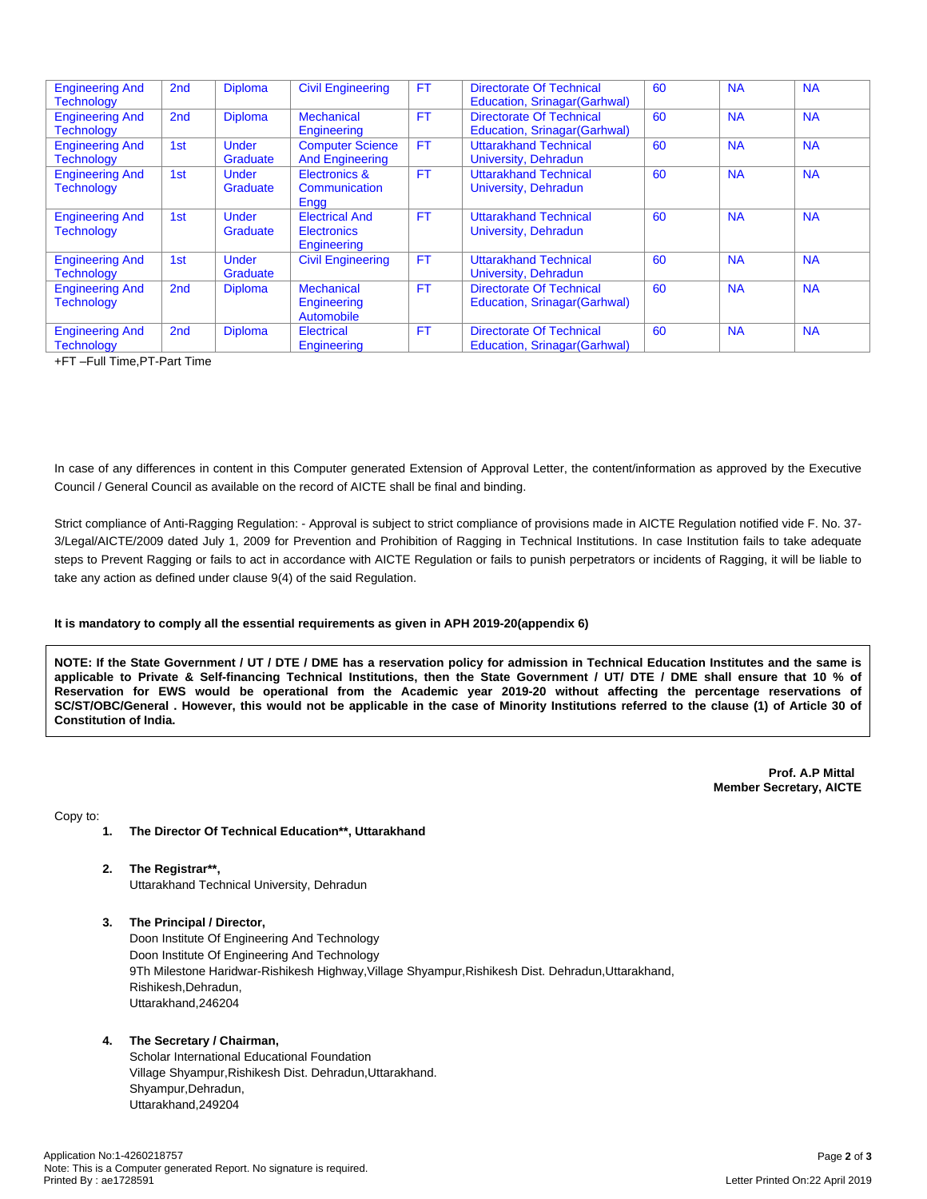| Engineering And Technology | 2nd | Diploma | Civil Engineering | FT | Directorate Of Technical Education, Srinagar(Garhwal) | 60 | NA | NA |
|---|---|---|---|---|---|---|---|---|
| Engineering And Technology | 2nd | Diploma | Mechanical Engineering | FT | Directorate Of Technical Education, Srinagar(Garhwal) | 60 | NA | NA |
| Engineering And Technology | 1st | Under Graduate | Computer Science And Engineering | FT | Uttarakhand Technical University, Dehradun | 60 | NA | NA |
| Engineering And Technology | 1st | Under Graduate | Electronics & Communication Engg | FT | Uttarakhand Technical University, Dehradun | 60 | NA | NA |
| Engineering And Technology | 1st | Under Graduate | Electrical And Electronics Engineering | FT | Uttarakhand Technical University, Dehradun | 60 | NA | NA |
| Engineering And Technology | 1st | Under Graduate | Civil Engineering | FT | Uttarakhand Technical University, Dehradun | 60 | NA | NA |
| Engineering And Technology | 2nd | Diploma | Mechanical Engineering Automobile | FT | Directorate Of Technical Education, Srinagar(Garhwal) | 60 | NA | NA |
| Engineering And Technology | 2nd | Diploma | Electrical Engineering | FT | Directorate Of Technical Education, Srinagar(Garhwal) | 60 | NA | NA |

+FT –Full Time,PT-Part Time

In case of any differences in content in this Computer generated Extension of Approval Letter, the content/information as approved by the Executive Council / General Council as available on the record of AICTE shall be final and binding.

Strict compliance of Anti-Ragging Regulation: - Approval is subject to strict compliance of provisions made in AICTE Regulation notified vide F. No. 37-3/Legal/AICTE/2009 dated July 1, 2009 for Prevention and Prohibition of Ragging in Technical Institutions. In case Institution fails to take adequate steps to Prevent Ragging or fails to act in accordance with AICTE Regulation or fails to punish perpetrators or incidents of Ragging, it will be liable to take any action as defined under clause 9(4) of the said Regulation.

**It is mandatory to comply all the essential requirements as given in APH 2019-20(appendix 6)**

**NOTE: If the State Government / UT / DTE / DME has a reservation policy for admission in Technical Education Institutes and the same is applicable to Private & Self-financing Technical Institutions, then the State Government / UT/ DTE / DME shall ensure that 10 % of Reservation for EWS would be operational from the Academic year 2019-20 without affecting the percentage reservations of SC/ST/OBC/General . However, this would not be applicable in the case of Minority Institutions referred to the clause (1) of Article 30 of Constitution of India.**

**Prof. A.P Mittal**
**Member Secretary, AICTE**

Copy to:

1. **The Director Of Technical Education\*\*, Uttarakhand**

2. **The Registrar\*\*,**
   Uttarakhand Technical University, Dehradun

3. **The Principal / Director,**
   Doon Institute Of Engineering And Technology
   Doon Institute Of Engineering And Technology
   9Th Milestone Haridwar-Rishikesh Highway,Village Shyampur,Rishikesh Dist. Dehradun,Uttarakhand,
   Rishikesh,Dehradun,
   Uttarakhand,246204

4. **The Secretary / Chairman,**
   Scholar International Educational Foundation
   Village Shyampur,Rishikesh Dist. Dehradun,Uttarakhand.
   Shyampur,Dehradun,
   Uttarakhand,249204

Application No:1-4260218757
Note: This is a Computer generated Report. No signature is required.
Printed By : ae1728591

Letter Printed On:22 April 2019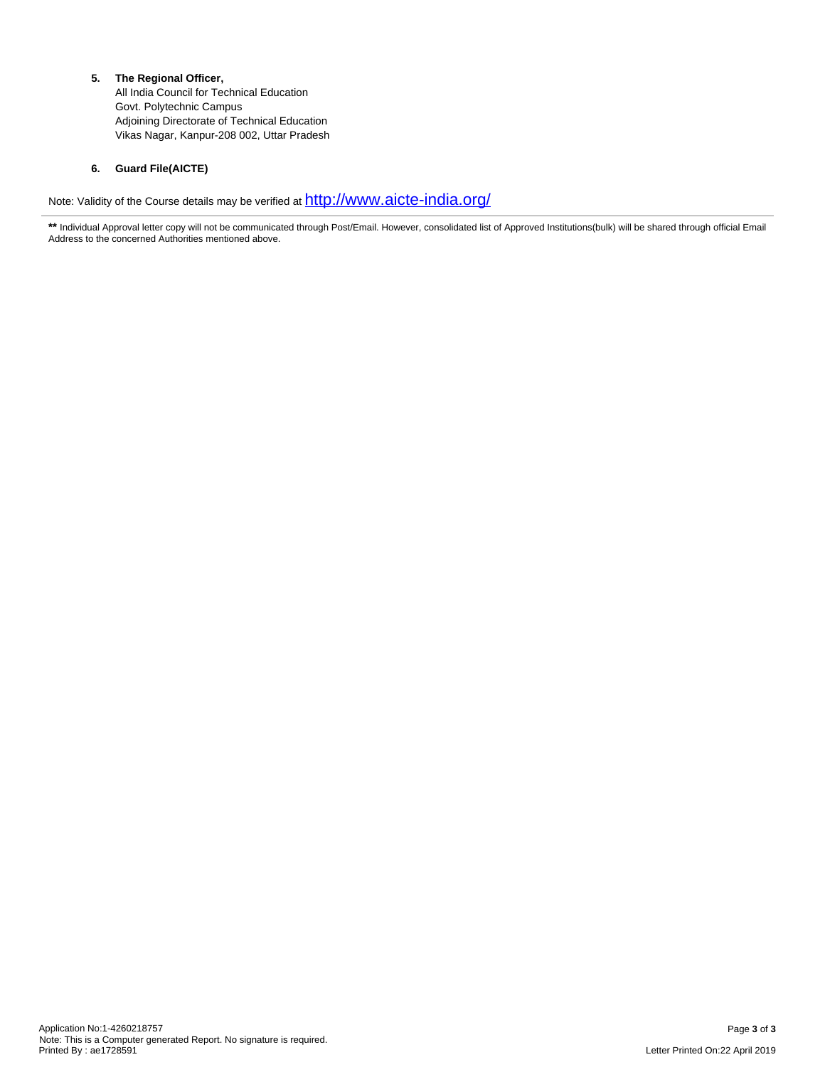5. **The Regional Officer,**
   All India Council for Technical Education
   Govt. Polytechnic Campus
   Adjoining Directorate of Technical Education
   Vikas Nagar, Kanpur-208 002, Uttar Pradesh

6. **Guard File(AICTE)**

Note: Validity of the Course details may be verified at http://www.aicte-india.org/

---

**\*\*** Individual Approval letter copy will not be communicated through Post/Email. However, consolidated list of Approved Institutions(bulk) will be shared through official Email Address to the concerned Authorities mentioned above.

Application No:1-4260218757
Note: This is a Computer generated Report. No signature is required.
Printed By : ae1728591

Letter Printed On:22 April 2019